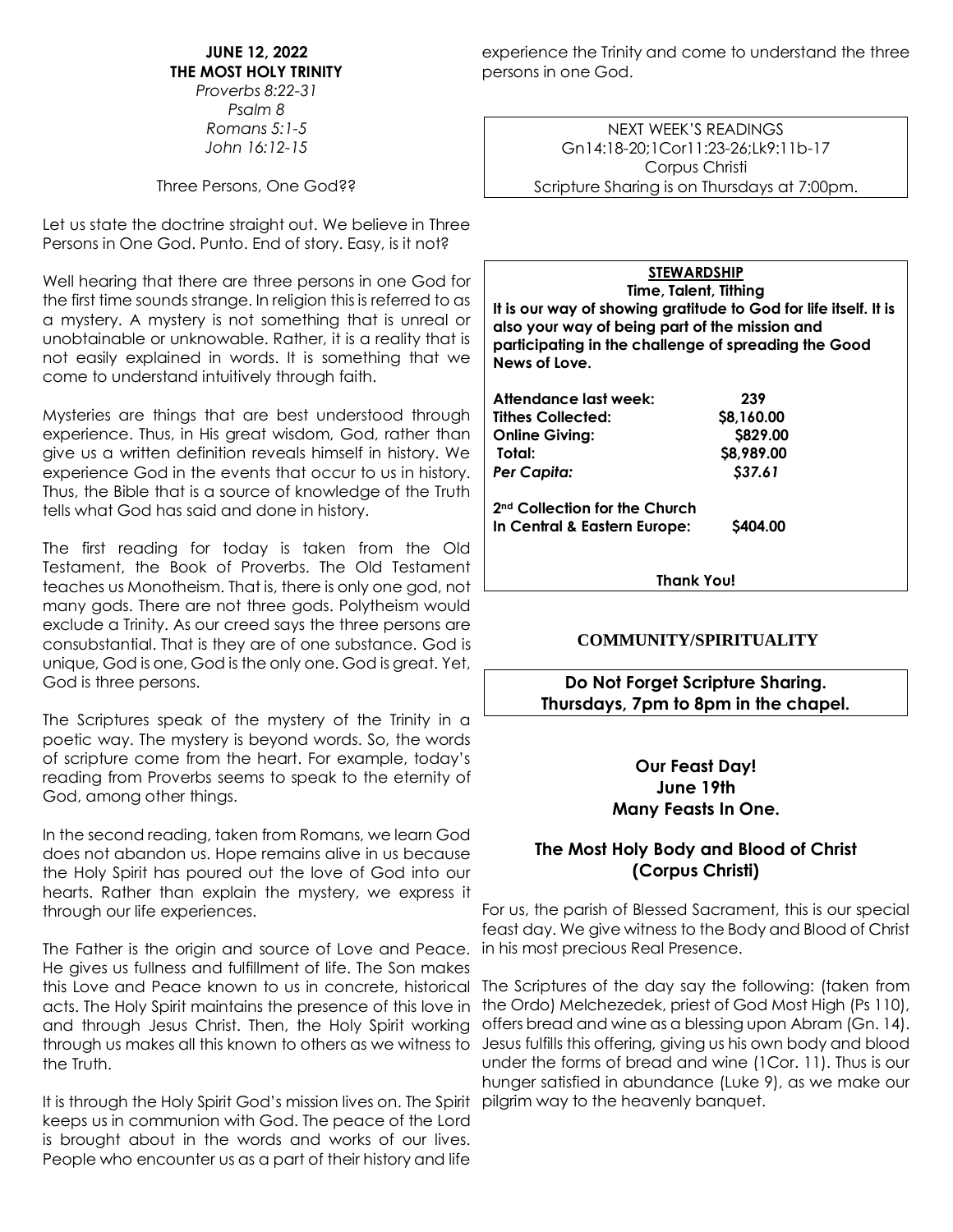**JUNE 12, 2022**
**THE MOST HOLY TRINITY**

*Proverbs 8:22-31*
*Psalm 8*
*Romans 5:1-5*
*John 16:12-15*

Three Persons, One God??

Let us state the doctrine straight out. We believe in Three Persons in One God. Punto. End of story. Easy, is it not?

Well hearing that there are three persons in one God for the first time sounds strange. In religion this is referred to as a mystery. A mystery is not something that is unreal or unobtainable or unknowable. Rather, it is a reality that is not easily explained in words. It is something that we come to understand intuitively through faith.

Mysteries are things that are best understood through experience. Thus, in His great wisdom, God, rather than give us a written definition reveals himself in history. We experience God in the events that occur to us in history. Thus, the Bible that is a source of knowledge of the Truth tells what God has said and done in history.

The first reading for today is taken from the Old Testament, the Book of Proverbs. The Old Testament teaches us Monotheism. That is, there is only one god, not many gods. There are not three gods. Polytheism would exclude a Trinity. As our creed says the three persons are consubstantial. That is they are of one substance. God is unique, God is one, God is the only one. God is great. Yet, God is three persons.

The Scriptures speak of the mystery of the Trinity in a poetic way. The mystery is beyond words. So, the words of scripture come from the heart. For example, today's reading from Proverbs seems to speak to the eternity of God, among other things.

In the second reading, taken from Romans, we learn God does not abandon us. Hope remains alive in us because the Holy Spirit has poured out the love of God into our hearts. Rather than explain the mystery, we express it through our life experiences.

The Father is the origin and source of Love and Peace. He gives us fullness and fulfillment of life. The Son makes this Love and Peace known to us in concrete, historical acts. The Holy Spirit maintains the presence of this love in and through Jesus Christ. Then, the Holy Spirit working through us makes all this known to others as we witness to the Truth.

It is through the Holy Spirit God's mission lives on. The Spirit keeps us in communion with God. The peace of the Lord is brought about in the words and works of our lives. People who encounter us as a part of their history and life experience the Trinity and come to understand the three persons in one God.

NEXT WEEK'S READINGS
Gn14:18-20;1Cor11:23-26;Lk9:11b-17
Corpus Christi
Scripture Sharing is on Thursdays at 7:00pm.

**STEWARDSHIP**
**Time, Talent, Tithing**
**It is our way of showing gratitude to God for life itself. It is also your way of being part of the mission and participating in the challenge of spreading the Good News of Love.**

| | |
|---|---|
| **Attendance last week:** | **239** |
| **Tithes Collected:** | **$8,160.00** |
| **Online Giving:** | **$829.00** |
| **Total:** | **$8,989.00** |
| ***Per Capita:*** | ***$37.61*** |
| **2nd Collection for the Church In Central & Eastern Europe:** | **$404.00** |

**Thank You!**

## COMMUNITY/SPIRITUALITY

**Do Not Forget Scripture Sharing.**
**Thursdays, 7pm to 8pm in the chapel.**

**Our Feast Day!**
**June 19th**
**Many Feasts In One.**

### The Most Holy Body and Blood of Christ (Corpus Christi)

For us, the parish of Blessed Sacrament, this is our special feast day. We give witness to the Body and Blood of Christ in his most precious Real Presence.

The Scriptures of the day say the following: (taken from the Ordo) Melchezedek, priest of God Most High (Ps 110), offers bread and wine as a blessing upon Abram (Gn. 14). Jesus fulfills this offering, giving us his own body and blood under the forms of bread and wine (1Cor. 11). Thus is our hunger satisfied in abundance (Luke 9), as we make our pilgrim way to the heavenly banquet.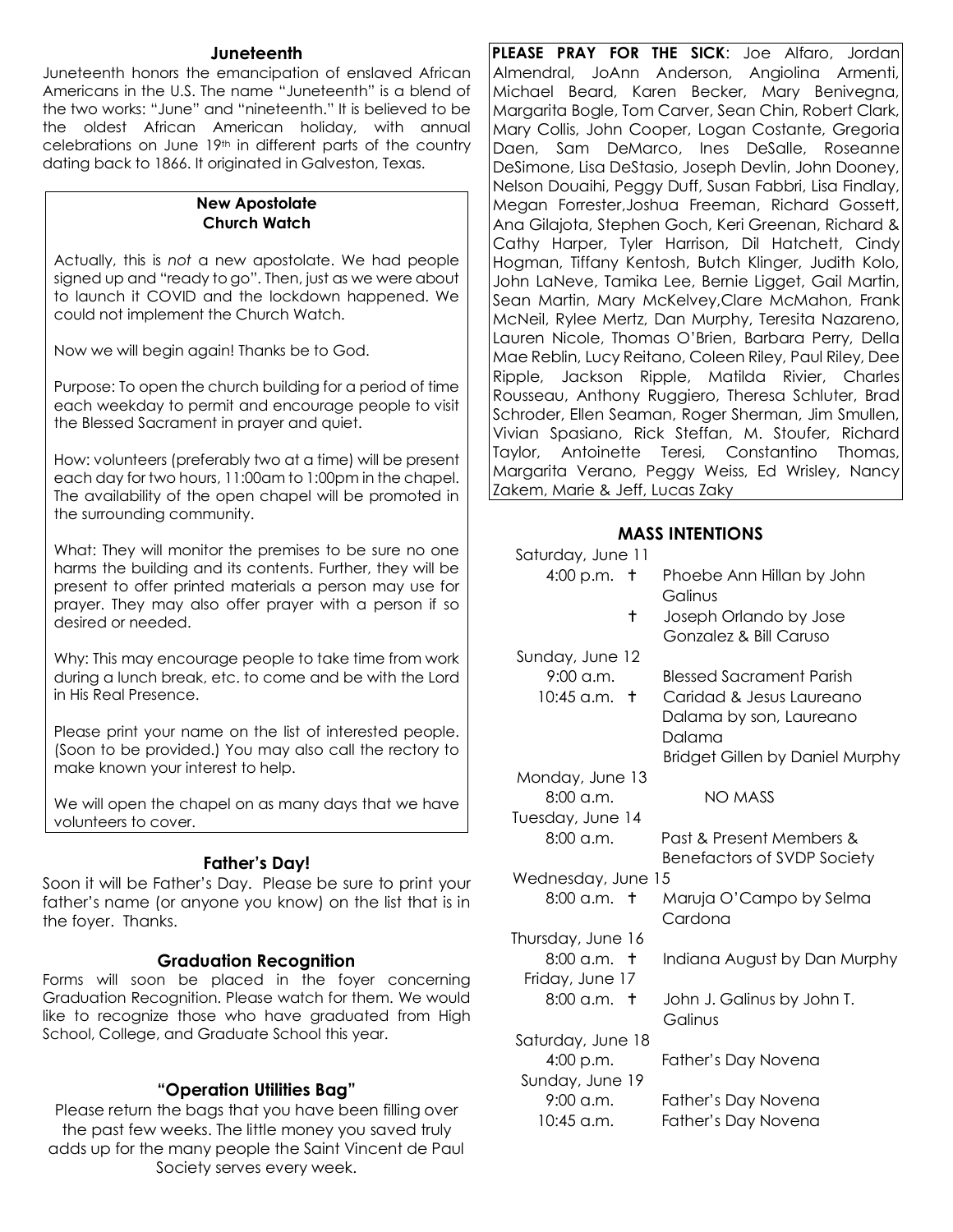## Juneteenth

Juneteenth honors the emancipation of enslaved African Americans in the U.S. The name "Juneteenth" is a blend of the two works: "June" and "nineteenth." It is believed to be the oldest African American holiday, with annual celebrations on June 19th in different parts of the country dating back to 1866. It originated in Galveston, Texas.

### New Apostolate
### Church Watch

Actually, this is *not* a new apostolate. We had people signed up and "ready to go". Then, just as we were about to launch it COVID and the lockdown happened. We could not implement the Church Watch.

Now we will begin again! Thanks be to God.

Purpose: To open the church building for a period of time each weekday to permit and encourage people to visit the Blessed Sacrament in prayer and quiet.

How: volunteers (preferably two at a time) will be present each day for two hours, 11:00am to 1:00pm in the chapel. The availability of the open chapel will be promoted in the surrounding community.

What: They will monitor the premises to be sure no one harms the building and its contents. Further, they will be present to offer printed materials a person may use for prayer. They may also offer prayer with a person if so desired or needed.

Why: This may encourage people to take time from work during a lunch break, etc. to come and be with the Lord in His Real Presence.

Please print your name on the list of interested people. (Soon to be provided.) You may also call the rectory to make known your interest to help.

We will open the chapel on as many days that we have volunteers to cover.

## Father's Day!

Soon it will be Father's Day. Please be sure to print your father's name (or anyone you know) on the list that is in the foyer. Thanks.

## Graduation Recognition

Forms will soon be placed in the foyer concerning Graduation Recognition. Please watch for them. We would like to recognize those who have graduated from High School, College, and Graduate School this year.

## "Operation Utilities Bag"

Please return the bags that you have been filling over the past few weeks. The little money you saved truly adds up for the many people the Saint Vincent de Paul Society serves every week.

**PLEASE PRAY FOR THE SICK**: Joe Alfaro, Jordan Almendral, JoAnn Anderson, Angiolina Armenti, Michael Beard, Karen Becker, Mary Benivegna, Margarita Bogle, Tom Carver, Sean Chin, Robert Clark, Mary Collis, John Cooper, Logan Costante, Gregoria Daen, Sam DeMarco, Ines DeSalle, Roseanne DeSimone, Lisa DeStasio, Joseph Devlin, John Dooney, Nelson Douaihi, Peggy Duff, Susan Fabbri, Lisa Findlay, Megan Forrester,Joshua Freeman, Richard Gossett, Ana Gilajota, Stephen Goch, Keri Greenan, Richard & Cathy Harper, Tyler Harrison, Dil Hatchett, Cindy Hogman, Tiffany Kentosh, Butch Klinger, Judith Kolo, John LaNeve, Tamika Lee, Bernie Ligget, Gail Martin, Sean Martin, Mary McKelvey,Clare McMahon, Frank McNeil, Rylee Mertz, Dan Murphy, Teresita Nazareno, Lauren Nicole, Thomas O'Brien, Barbara Perry, Della Mae Reblin, Lucy Reitano, Coleen Riley, Paul Riley, Dee Ripple, Jackson Ripple, Matilda Rivier, Charles Rousseau, Anthony Ruggiero, Theresa Schluter, Brad Schroder, Ellen Seaman, Roger Sherman, Jim Smullen, Vivian Spasiano, Rick Steffan, M. Stoufer, Richard Taylor, Antoinette Teresi, Constantino Thomas, Margarita Verano, Peggy Weiss, Ed Wrisley, Nancy Zakem, Marie & Jeff, Lucas Zaky

## MASS INTENTIONS

Saturday, June 11
4:00 p.m. † Phoebe Ann Hillan by John Galinus
† Joseph Orlando by Jose Gonzalez & Bill Caruso

Sunday, June 12
9:00 a.m. Blessed Sacrament Parish
10:45 a.m. † Caridad & Jesus Laureano Dalama by son, Laureano Dalama
Bridget Gillen by Daniel Murphy

Monday, June 13
8:00 a.m. NO MASS

Tuesday, June 14
8:00 a.m. Past & Present Members & Benefactors of SVDP Society

Wednesday, June 15
8:00 a.m. † Maruja O'Campo by Selma Cardona

Thursday, June 16
8:00 a.m. † Indiana August by Dan Murphy

Friday, June 17
8:00 a.m. † John J. Galinus by John T. Galinus

Saturday, June 18
4:00 p.m. Father's Day Novena

Sunday, June 19
9:00 a.m. Father's Day Novena
10:45 a.m. Father's Day Novena